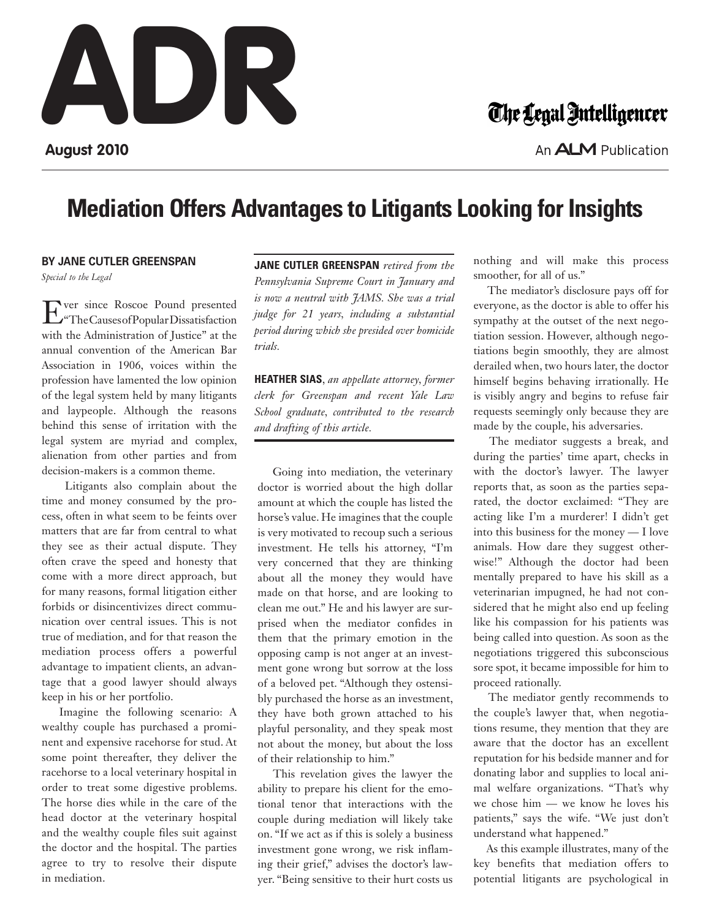# ADR

August 2010

The Legal Intelligencer

An ALM Publication

## Mediation Offers Advantages to Litigants Looking for Insights

**BY JANE CUTLER GREENSPAN**

*Special to the Legal*

**JANE CUTLER GREENSPAN** *retired from the Pennsylvania Supreme Court in January and is now a neutral with JAMS. She was a trial judge for 21 years, including a substantial period during which she presided over homicide trials.*

**HEATHER SIAS**, *an appellate attorney, former clerk for Greenspan and recent Yale Law School graduate, contributed to the research and drafting of this article.*

Ever since Roscoe Pound presented "The Causes of Popular Dissatisfaction with the Administration of Justice" at the annual convention of the American Bar Association in 1906, voices within the profession have lamented the low opinion of the legal system held by many litigants and laypeople. Although the reasons behind this sense of irritation with the legal system are myriad and complex, alienation from other parties and from decision-makers is a common theme.

Litigants also complain about the time and money consumed by the process, often in what seem to be feints over matters that are far from central to what they see as their actual dispute. They often crave the speed and honesty that come with a more direct approach, but for many reasons, formal litigation either forbids or disincentivizes direct communication over central issues. This is not true of mediation, and for that reason the mediation process offers a powerful advantage to impatient clients, an advantage that a good lawyer should always keep in his or her portfolio.

Imagine the following scenario: A wealthy couple has purchased a prominent and expensive racehorse for stud. At some point thereafter, they deliver the racehorse to a local veterinary hospital in order to treat some digestive problems. The horse dies while in the care of the head doctor at the veterinary hospital and the wealthy couple files suit against the doctor and the hospital. The parties agree to try to resolve their dispute in mediation.

Going into mediation, the veterinary doctor is worried about the high dollar amount at which the couple has listed the horse's value. He imagines that the couple is very motivated to recoup such a serious investment. He tells his attorney, "I'm very concerned that they are thinking about all the money they would have made on that horse, and are looking to clean me out." He and his lawyer are surprised when the mediator confides in them that the primary emotion in the opposing camp is not anger at an investment gone wrong but sorrow at the loss of a beloved pet. "Although they ostensibly purchased the horse as an investment, they have both grown attached to his playful personality, and they speak most not about the money, but about the loss of their relationship to him."

This revelation gives the lawyer the ability to prepare his client for the emotional tenor that interactions with the couple during mediation will likely take on. "If we act as if this is solely a business investment gone wrong, we risk inflaming their grief," advises the doctor's lawyer. "Being sensitive to their hurt costs us nothing and will make this process smoother, for all of us."

The mediator's disclosure pays off for everyone, as the doctor is able to offer his sympathy at the outset of the next negotiation session. However, although negotiations begin smoothly, they are almost derailed when, two hours later, the doctor himself begins behaving irrationally. He is visibly angry and begins to refuse fair requests seemingly only because they are made by the couple, his adversaries.

The mediator suggests a break, and during the parties' time apart, checks in with the doctor's lawyer. The lawyer reports that, as soon as the parties separated, the doctor exclaimed: "They are acting like I'm a murderer! I didn't get into this business for the money — I love animals. How dare they suggest otherwise!" Although the doctor had been mentally prepared to have his skill as a veterinarian impugned, he had not considered that he might also end up feeling like his compassion for his patients was being called into question. As soon as the negotiations triggered this subconscious sore spot, it became impossible for him to proceed rationally.

The mediator gently recommends to the couple's lawyer that, when negotiations resume, they mention that they are aware that the doctor has an excellent reputation for his bedside manner and for donating labor and supplies to local animal welfare organizations. "That's why we chose him — we know he loves his patients," says the wife. "We just don't understand what happened."

As this example illustrates, many of the key benefits that mediation offers to potential litigants are psychological in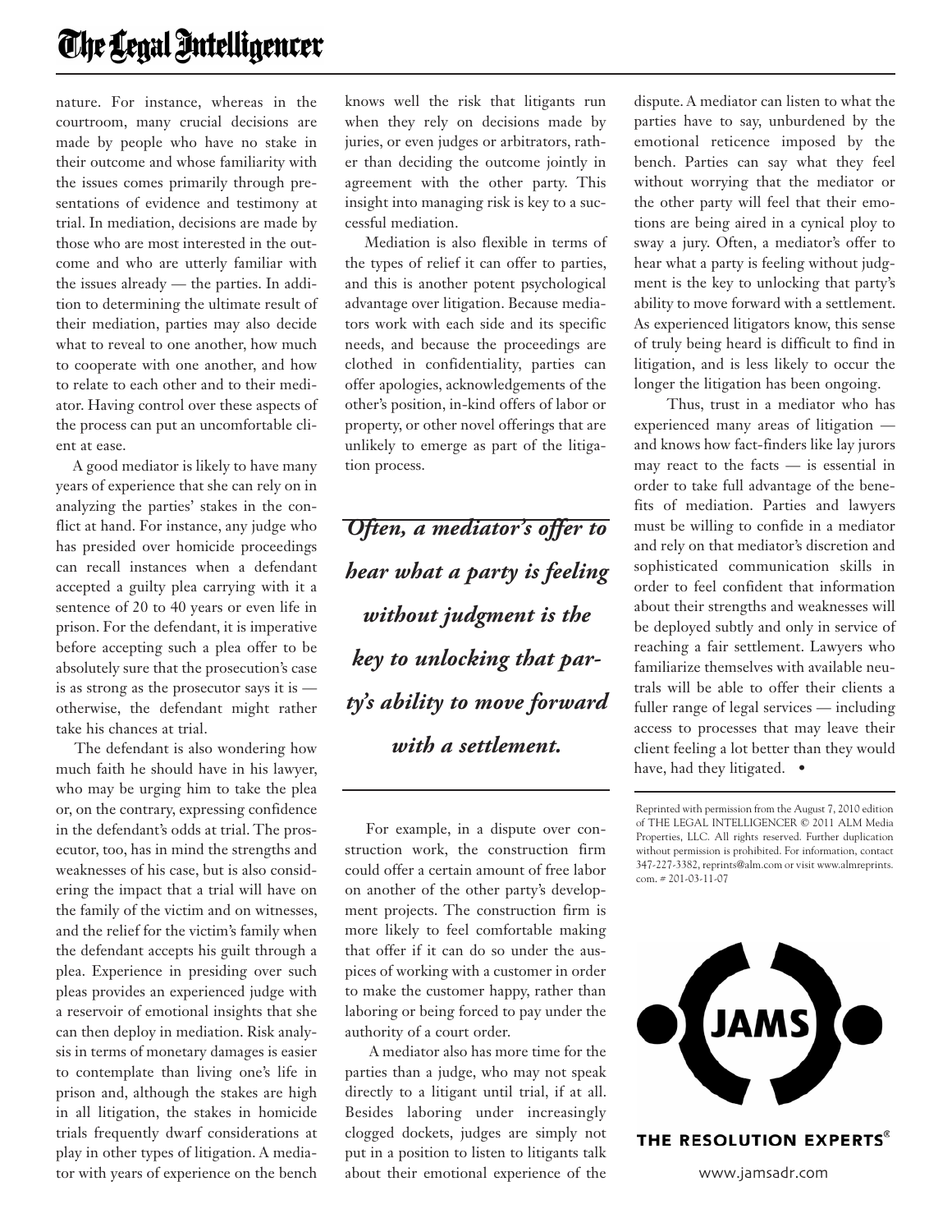nature. For instance, whereas in the courtroom, many crucial decisions are made by people who have no stake in their outcome and whose familiarity with the issues comes primarily through presentations of evidence and testimony at trial. In mediation, decisions are made by those who are most interested in the outcome and who are utterly familiar with the issues already — the parties. In addition to determining the ultimate result of their mediation, parties may also decide what to reveal to one another, how much to cooperate with one another, and how to relate to each other and to their mediator. Having control over these aspects of the process can put an uncomfortable client at ease.

A good mediator is likely to have many years of experience that she can rely on in analyzing the parties' stakes in the conflict at hand. For instance, any judge who has presided over homicide proceedings can recall instances when a defendant accepted a guilty plea carrying with it a sentence of 20 to 40 years or even life in prison. For the defendant, it is imperative before accepting such a plea offer to be absolutely sure that the prosecution's case is as strong as the prosecutor says it is — otherwise, the defendant might rather take his chances at trial.

The defendant is also wondering how much faith he should have in his lawyer, who may be urging him to take the plea or, on the contrary, expressing confidence in the defendant's odds at trial. The prosecutor, too, has in mind the strengths and weaknesses of his case, but is also considering the impact that a trial will have on the family of the victim and on witnesses, and the relief for the victim's family when the defendant accepts his guilt through a plea. Experience in presiding over such pleas provides an experienced judge with a reservoir of emotional insights that she can then deploy in mediation. Risk analysis in terms of monetary damages is easier to contemplate than living one's life in prison and, although the stakes are high in all litigation, the stakes in homicide trials frequently dwarf considerations at play in other types of litigation. A mediator with years of experience on the bench knows well the risk that litigants run when they rely on decisions made by juries, or even judges or arbitrators, rather than deciding the outcome jointly in agreement with the other party. This insight into managing risk is key to a successful mediation.

Mediation is also flexible in terms of the types of relief it can offer to parties, and this is another potent psychological advantage over litigation. Because mediators work with each side and its specific needs, and because the proceedings are clothed in confidentiality, parties can offer apologies, acknowledgements of the other's position, in-kind offers of labor or property, or other novel offerings that are unlikely to emerge as part of the litigation process.

***Often, a mediator's offer to hear what a party is feeling without judgment is the key to unlocking that party's ability to move forward with a settlement.***

For example, in a dispute over construction work, the construction firm could offer a certain amount of free labor on another of the other party's development projects. The construction firm is more likely to feel comfortable making that offer if it can do so under the auspices of working with a customer in order to make the customer happy, rather than laboring or being forced to pay under the authority of a court order.

A mediator also has more time for the parties than a judge, who may not speak directly to a litigant until trial, if at all. Besides laboring under increasingly clogged dockets, judges are simply not put in a position to listen to litigants talk about their emotional experience of the dispute. A mediator can listen to what the parties have to say, unburdened by the emotional reticence imposed by the bench. Parties can say what they feel without worrying that the mediator or the other party will feel that their emotions are being aired in a cynical ploy to sway a jury. Often, a mediator's offer to hear what a party is feeling without judgment is the key to unlocking that party's ability to move forward with a settlement. As experienced litigators know, this sense of truly being heard is difficult to find in litigation, and is less likely to occur the longer the litigation has been ongoing.

Thus, trust in a mediator who has experienced many areas of litigation — and knows how fact-finders like lay jurors may react to the facts — is essential in order to take full advantage of the benefits of mediation. Parties and lawyers must be willing to confide in a mediator and rely on that mediator's discretion and sophisticated communication skills in order to feel confident that information about their strengths and weaknesses will be deployed subtly and only in service of reaching a fair settlement. Lawyers who familiarize themselves with available neutrals will be able to offer their clients a fuller range of legal services — including access to processes that may leave their client feeling a lot better than they would have, had they litigated. •

Reprinted with permission from the August 7, 2010 edition of THE LEGAL INTELLIGENCER © 2011 ALM Media Properties, LLC. All rights reserved. Further duplication without permission is prohibited. For information, contact 347-227-3382, reprints@alm.com or visit www.almreprints.com. # 201-03-11-07

JAMS

THE RESOLUTION EXPERTS®

www.jamsadr.com